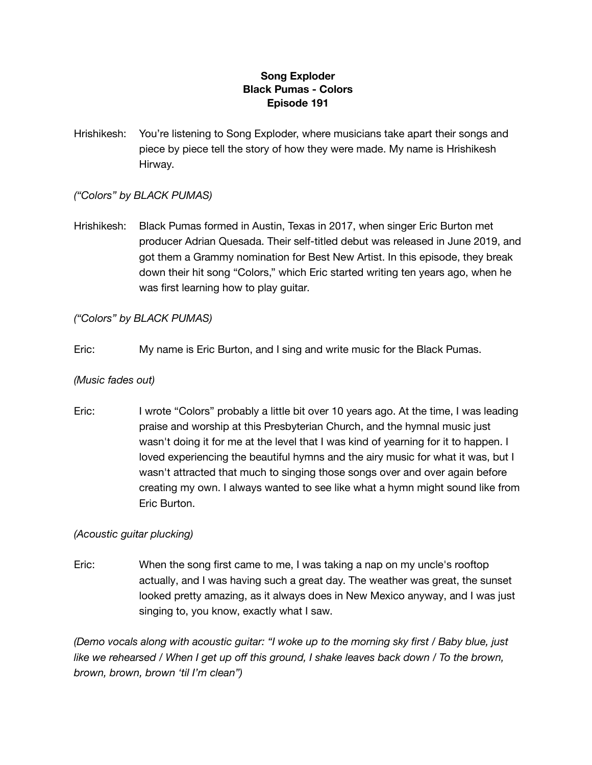**Song Exploder**
**Black Pumas - Colors**
**Episode 191**

Hrishikesh: You're listening to Song Exploder, where musicians take apart their songs and piece by piece tell the story of how they were made. My name is Hrishikesh Hirway.

*("Colors" by BLACK PUMAS)*

Hrishikesh: Black Pumas formed in Austin, Texas in 2017, when singer Eric Burton met producer Adrian Quesada. Their self-titled debut was released in June 2019, and got them a Grammy nomination for Best New Artist. In this episode, they break down their hit song "Colors," which Eric started writing ten years ago, when he was first learning how to play guitar.

*("Colors" by BLACK PUMAS)*

Eric: My name is Eric Burton, and I sing and write music for the Black Pumas.

*(Music fades out)*

Eric: I wrote "Colors" probably a little bit over 10 years ago. At the time, I was leading praise and worship at this Presbyterian Church, and the hymnal music just wasn't doing it for me at the level that I was kind of yearning for it to happen. I loved experiencing the beautiful hymns and the airy music for what it was, but I wasn't attracted that much to singing those songs over and over again before creating my own. I always wanted to see like what a hymn might sound like from Eric Burton.

*(Acoustic guitar plucking)*

Eric: When the song first came to me, I was taking a nap on my uncle's rooftop actually, and I was having such a great day. The weather was great, the sunset looked pretty amazing, as it always does in New Mexico anyway, and I was just singing to, you know, exactly what I saw.

*(Demo vocals along with acoustic guitar: "I woke up to the morning sky first / Baby blue, just like we rehearsed / When I get up off this ground, I shake leaves back down / To the brown, brown, brown, brown 'til I'm clean")*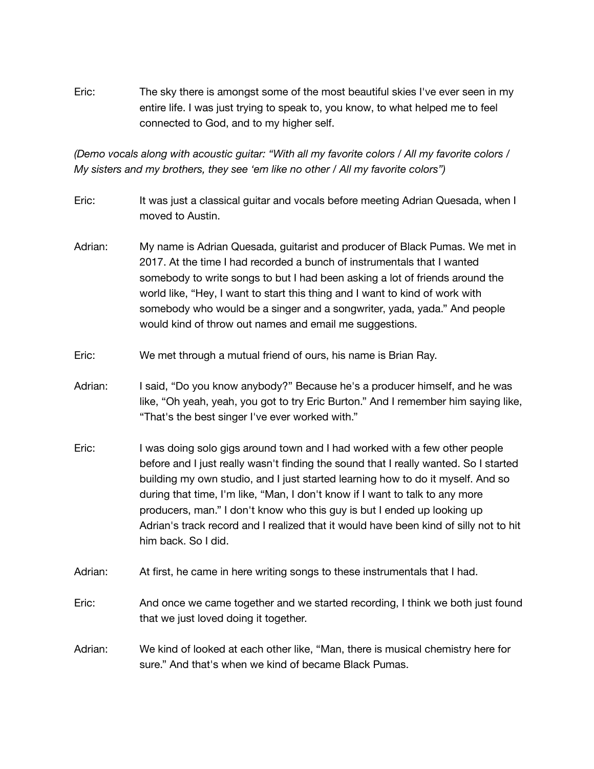Eric: The sky there is amongst some of the most beautiful skies I've ever seen in my entire life. I was just trying to speak to, you know, to what helped me to feel connected to God, and to my higher self.

*(Demo vocals along with acoustic guitar: "With all my favorite colors / All my favorite colors / My sisters and my brothers, they see 'em like no other / All my favorite colors")*

Eric: It was just a classical guitar and vocals before meeting Adrian Quesada, when I moved to Austin.

Adrian: My name is Adrian Quesada, guitarist and producer of Black Pumas. We met in 2017. At the time I had recorded a bunch of instrumentals that I wanted somebody to write songs to but I had been asking a lot of friends around the world like, "Hey, I want to start this thing and I want to kind of work with somebody who would be a singer and a songwriter, yada, yada." And people would kind of throw out names and email me suggestions.

Eric: We met through a mutual friend of ours, his name is Brian Ray.

Adrian: I said, "Do you know anybody?" Because he's a producer himself, and he was like, "Oh yeah, yeah, you got to try Eric Burton." And I remember him saying like, "That's the best singer I've ever worked with."

Eric: I was doing solo gigs around town and I had worked with a few other people before and I just really wasn't finding the sound that I really wanted. So I started building my own studio, and I just started learning how to do it myself. And so during that time, I'm like, "Man, I don't know if I want to talk to any more producers, man." I don't know who this guy is but I ended up looking up Adrian's track record and I realized that it would have been kind of silly not to hit him back. So I did.

Adrian: At first, he came in here writing songs to these instrumentals that I had.

Eric: And once we came together and we started recording, I think we both just found that we just loved doing it together.

Adrian: We kind of looked at each other like, "Man, there is musical chemistry here for sure." And that's when we kind of became Black Pumas.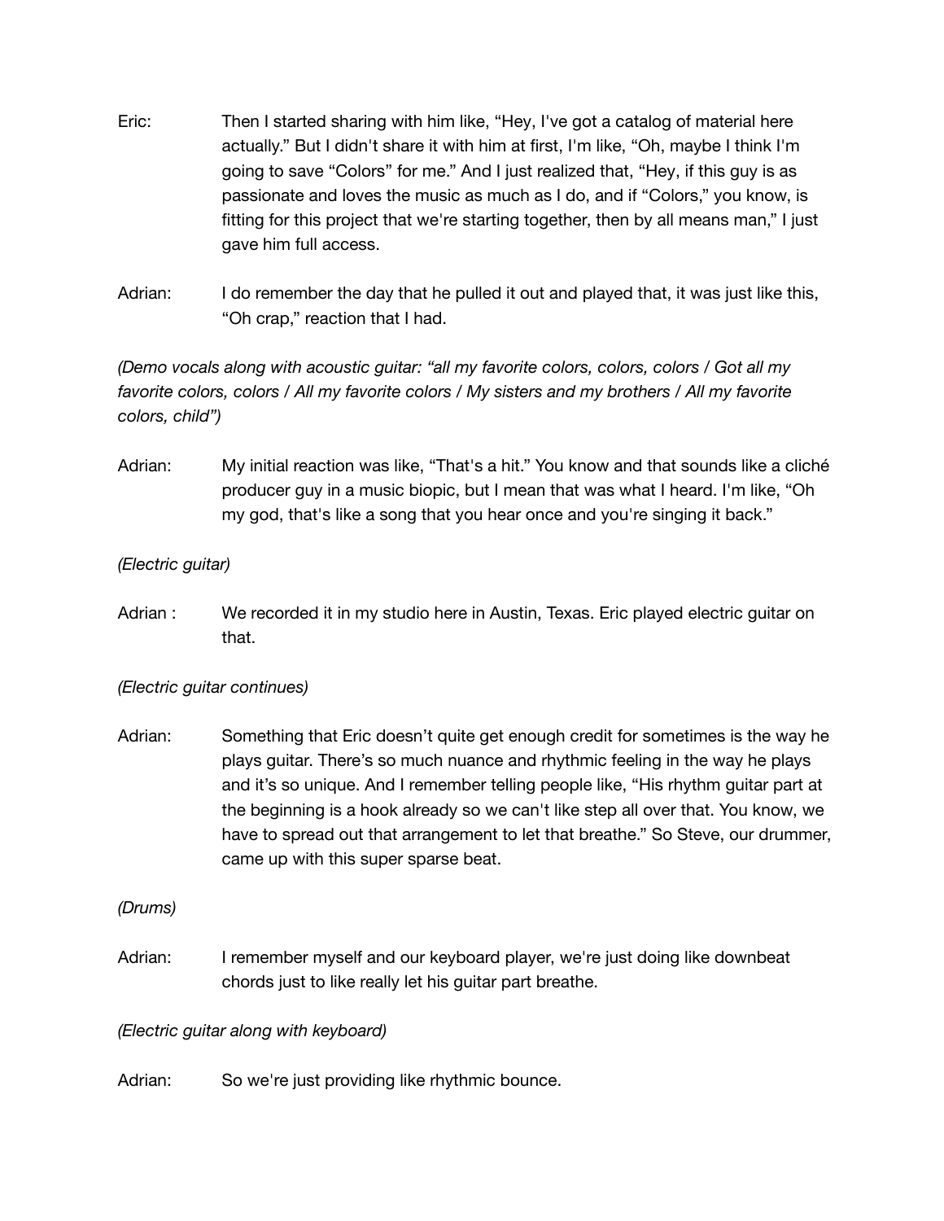Eric: Then I started sharing with him like, “Hey, I've got a catalog of material here actually.” But I didn't share it with him at first, I'm like, “Oh, maybe I think I'm going to save “Colors” for me.” And I just realized that, “Hey, if this guy is as passionate and loves the music as much as I do, and if “Colors,” you know, is fitting for this project that we're starting together, then by all means man,” I just gave him full access.

Adrian: I do remember the day that he pulled it out and played that, it was just like this, “Oh crap,” reaction that I had.

*(Demo vocals along with acoustic guitar: “all my favorite colors, colors, colors / Got all my favorite colors, colors / All my favorite colors / My sisters and my brothers / All my favorite colors, child”)*

Adrian: My initial reaction was like, “That's a hit.” You know and that sounds like a cliché producer guy in a music biopic, but I mean that was what I heard. I'm like, “Oh my god, that's like a song that you hear once and you're singing it back.”

*(Electric guitar)*

Adrian : We recorded it in my studio here in Austin, Texas. Eric played electric guitar on that.

*(Electric guitar continues)*

Adrian: Something that Eric doesn’t quite get enough credit for sometimes is the way he plays guitar. There’s so much nuance and rhythmic feeling in the way he plays and it’s so unique. And I remember telling people like, “His rhythm guitar part at the beginning is a hook already so we can't like step all over that. You know, we have to spread out that arrangement to let that breathe.” So Steve, our drummer, came up with this super sparse beat.

*(Drums)*

Adrian: I remember myself and our keyboard player, we're just doing like downbeat chords just to like really let his guitar part breathe.

*(Electric guitar along with keyboard)*

Adrian: So we're just providing like rhythmic bounce.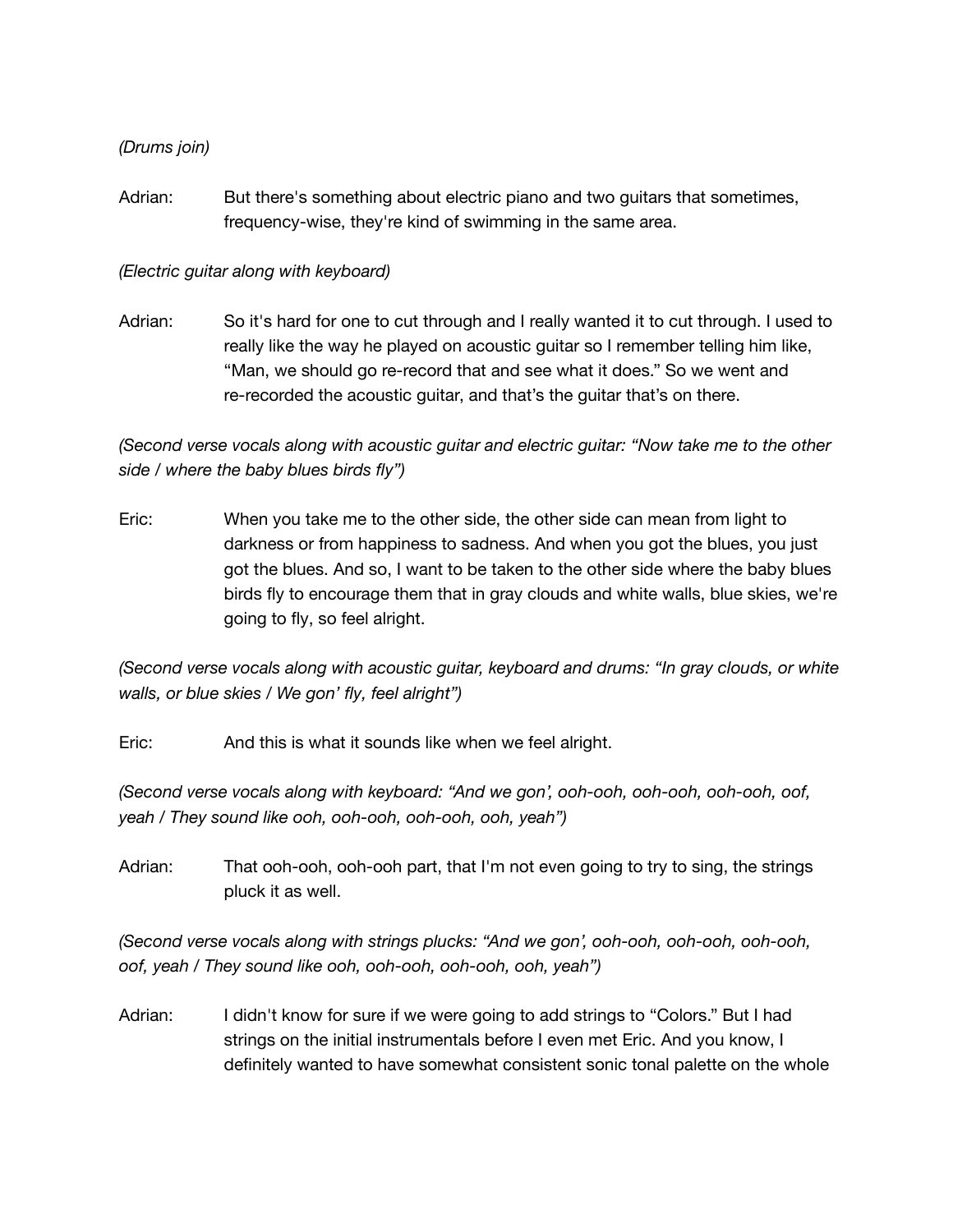*(Drums join)*

Adrian: But there's something about electric piano and two guitars that sometimes, frequency-wise, they're kind of swimming in the same area.

*(Electric guitar along with keyboard)*

Adrian: So it's hard for one to cut through and I really wanted it to cut through. I used to really like the way he played on acoustic guitar so I remember telling him like, "Man, we should go re-record that and see what it does." So we went and re-recorded the acoustic guitar, and that's the guitar that's on there.

*(Second verse vocals along with acoustic guitar and electric guitar: "Now take me to the other side / where the baby blues birds fly")*

Eric: When you take me to the other side, the other side can mean from light to darkness or from happiness to sadness. And when you got the blues, you just got the blues. And so, I want to be taken to the other side where the baby blues birds fly to encourage them that in gray clouds and white walls, blue skies, we're going to fly, so feel alright.

*(Second verse vocals along with acoustic guitar, keyboard and drums: "In gray clouds, or white walls, or blue skies / We gon' fly, feel alright")*

Eric: And this is what it sounds like when we feel alright.

*(Second verse vocals along with keyboard: "And we gon', ooh-ooh, ooh-ooh, ooh-ooh, oof, yeah / They sound like ooh, ooh-ooh, ooh-ooh, ooh, yeah")*

Adrian: That ooh-ooh, ooh-ooh part, that I'm not even going to try to sing, the strings pluck it as well.

*(Second verse vocals along with strings plucks: "And we gon', ooh-ooh, ooh-ooh, ooh-ooh, oof, yeah / They sound like ooh, ooh-ooh, ooh-ooh, ooh, yeah")*

Adrian: I didn't know for sure if we were going to add strings to "Colors." But I had strings on the initial instrumentals before I even met Eric. And you know, I definitely wanted to have somewhat consistent sonic tonal palette on the whole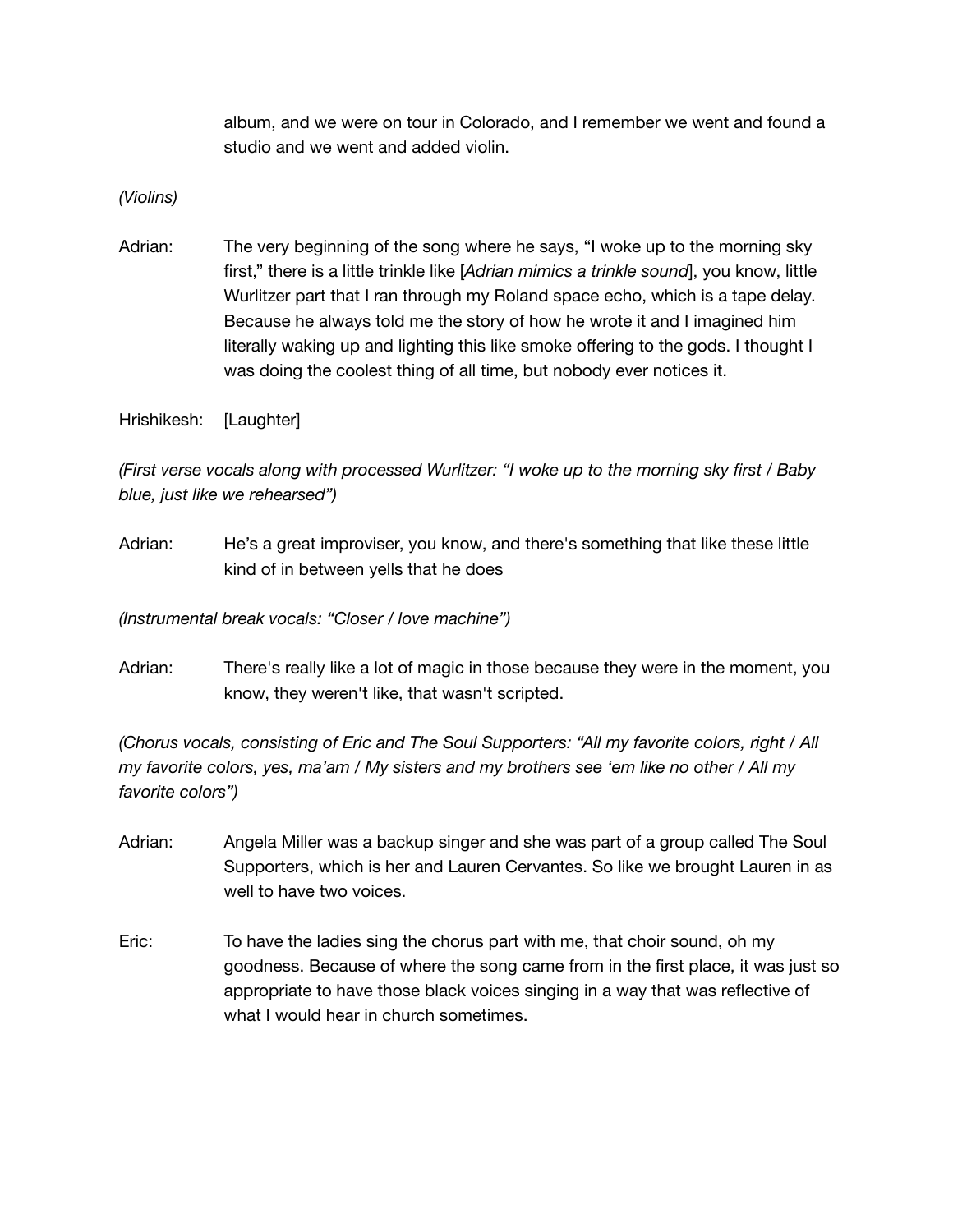album, and we were on tour in Colorado, and I remember we went and found a studio and we went and added violin.

*(Violins)*

Adrian: The very beginning of the song where he says, "I woke up to the morning sky first," there is a little trinkle like [*Adrian mimics a trinkle sound*], you know, little Wurlitzer part that I ran through my Roland space echo, which is a tape delay. Because he always told me the story of how he wrote it and I imagined him literally waking up and lighting this like smoke offering to the gods. I thought I was doing the coolest thing of all time, but nobody ever notices it.

Hrishikesh: [Laughter]

*(First verse vocals along with processed Wurlitzer: "I woke up to the morning sky first / Baby blue, just like we rehearsed")*

Adrian: He's a great improviser, you know, and there's something that like these little kind of in between yells that he does

*(Instrumental break vocals: "Closer / love machine")*

Adrian: There's really like a lot of magic in those because they were in the moment, you know, they weren't like, that wasn't scripted.

*(Chorus vocals, consisting of Eric and The Soul Supporters: "All my favorite colors, right / All my favorite colors, yes, ma'am / My sisters and my brothers see 'em like no other / All my favorite colors")*

Adrian: Angela Miller was a backup singer and she was part of a group called The Soul Supporters, which is her and Lauren Cervantes. So like we brought Lauren in as well to have two voices.

Eric: To have the ladies sing the chorus part with me, that choir sound, oh my goodness. Because of where the song came from in the first place, it was just so appropriate to have those black voices singing in a way that was reflective of what I would hear in church sometimes.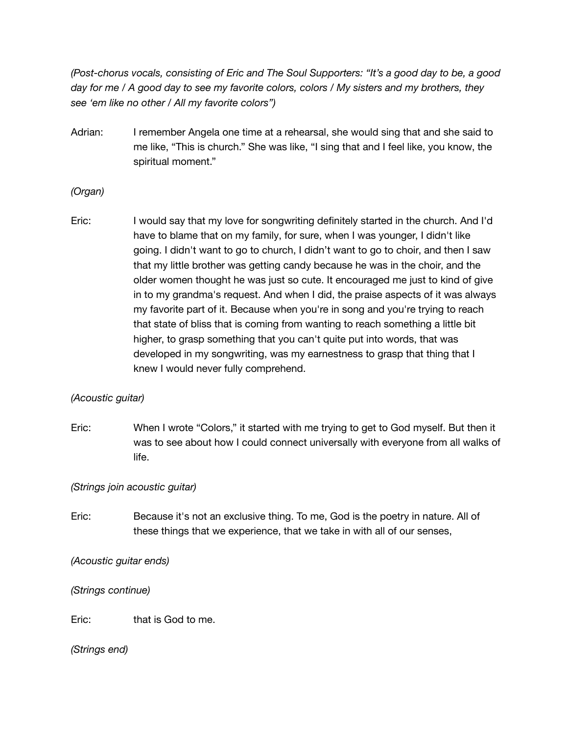*(Post-chorus vocals, consisting of Eric and The Soul Supporters: "It's a good day to be, a good day for me / A good day to see my favorite colors, colors / My sisters and my brothers, they see 'em like no other / All my favorite colors")*

Adrian: I remember Angela one time at a rehearsal, she would sing that and she said to me like, "This is church." She was like, "I sing that and I feel like, you know, the spiritual moment."

*(Organ)*

Eric: I would say that my love for songwriting definitely started in the church. And I'd have to blame that on my family, for sure, when I was younger, I didn't like going. I didn't want to go to church, I didn't want to go to choir, and then I saw that my little brother was getting candy because he was in the choir, and the older women thought he was just so cute. It encouraged me just to kind of give in to my grandma's request. And when I did, the praise aspects of it was always my favorite part of it. Because when you're in song and you're trying to reach that state of bliss that is coming from wanting to reach something a little bit higher, to grasp something that you can't quite put into words, that was developed in my songwriting, was my earnestness to grasp that thing that I knew I would never fully comprehend.

*(Acoustic guitar)*

Eric: When I wrote "Colors," it started with me trying to get to God myself. But then it was to see about how I could connect universally with everyone from all walks of life.

*(Strings join acoustic guitar)*

Eric: Because it's not an exclusive thing. To me, God is the poetry in nature. All of these things that we experience, that we take in with all of our senses,

*(Acoustic guitar ends)*

*(Strings continue)*

Eric: that is God to me.

*(Strings end)*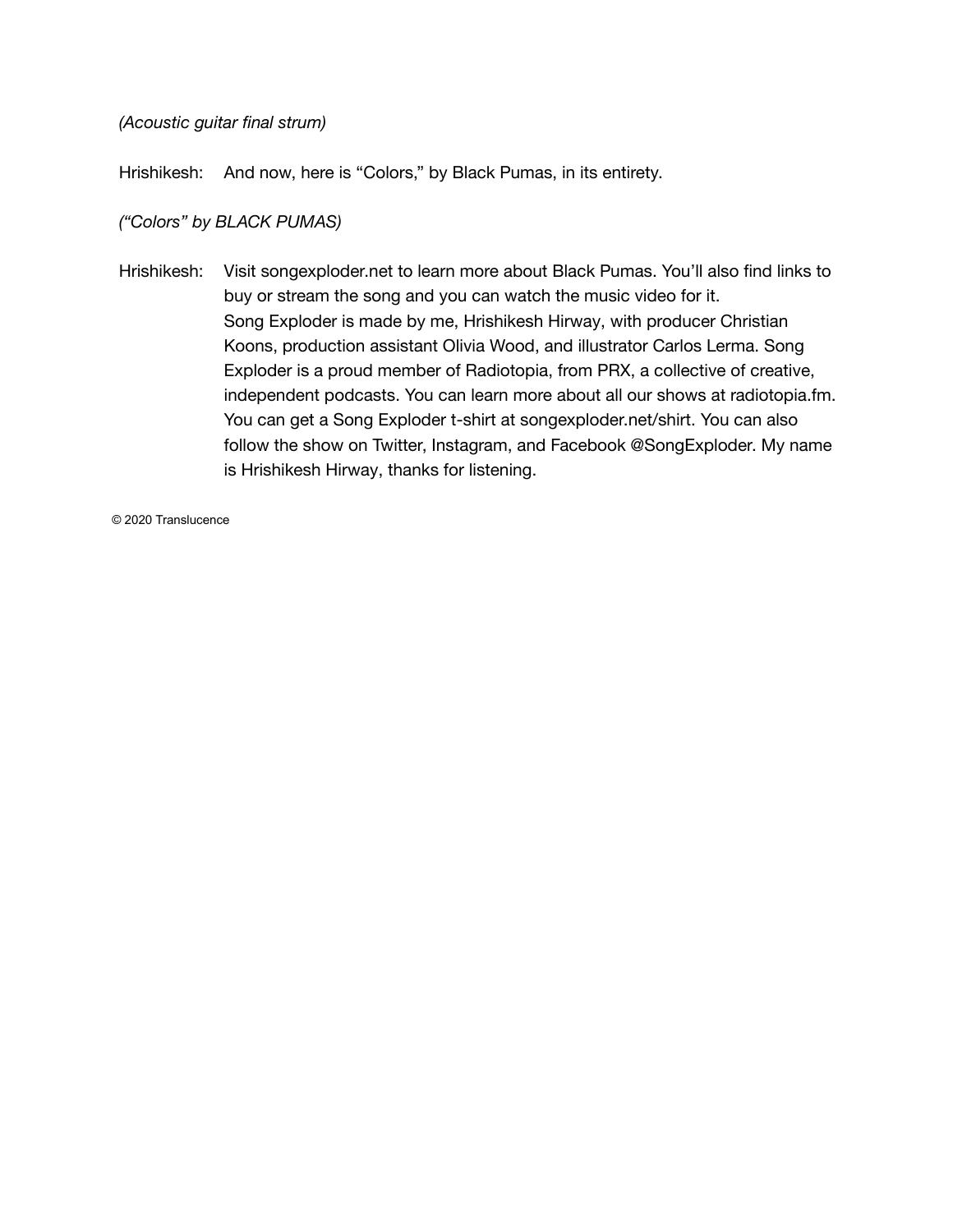*(Acoustic guitar final strum)*

Hrishikesh: And now, here is “Colors,” by Black Pumas, in its entirety.

*(“Colors” by BLACK PUMAS)*

Hrishikesh: Visit songexploder.net to learn more about Black Pumas. You’ll also find links to buy or stream the song and you can watch the music video for it.
Song Exploder is made by me, Hrishikesh Hirway, with producer Christian Koons, production assistant Olivia Wood, and illustrator Carlos Lerma. Song Exploder is a proud member of Radiotopia, from PRX, a collective of creative, independent podcasts. You can learn more about all our shows at radiotopia.fm. You can get a Song Exploder t-shirt at songexploder.net/shirt. You can also follow the show on Twitter, Instagram, and Facebook @SongExploder. My name is Hrishikesh Hirway, thanks for listening.

© 2020 Translucence